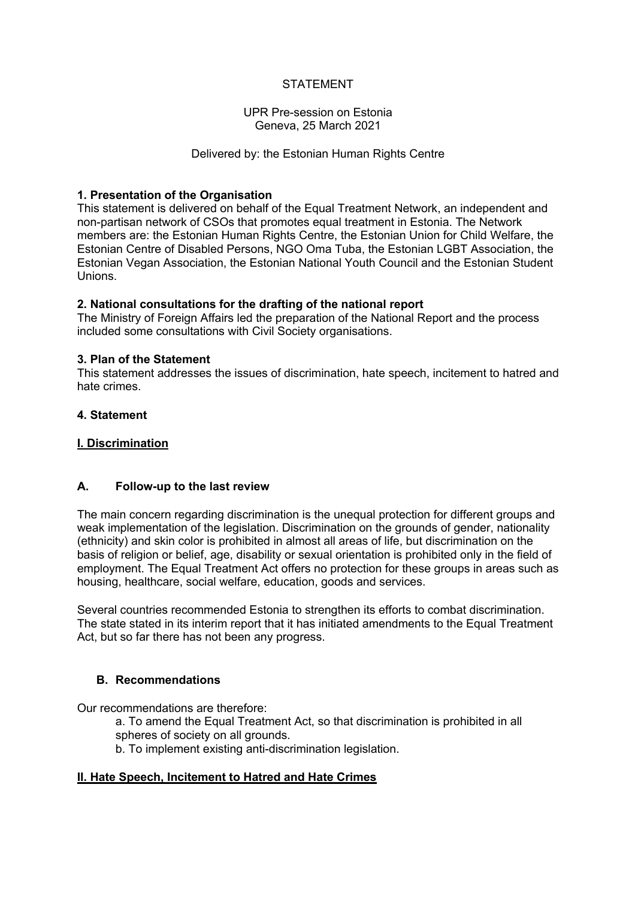STATEMENT

UPR Pre-session on Estonia
Geneva, 25 March 2021

Delivered by: the Estonian Human Rights Centre

**1. Presentation of the Organisation**

This statement is delivered on behalf of the Equal Treatment Network, an independent and non-partisan network of CSOs that promotes equal treatment in Estonia. The Network members are: the Estonian Human Rights Centre, the Estonian Union for Child Welfare, the Estonian Centre of Disabled Persons, NGO Oma Tuba, the Estonian LGBT Association, the Estonian Vegan Association, the Estonian National Youth Council and the Estonian Student Unions.

**2. National consultations for the drafting of the national report**

The Ministry of Foreign Affairs led the preparation of the National Report and the process included some consultations with Civil Society organisations.

**3. Plan of the Statement**

This statement addresses the issues of discrimination, hate speech, incitement to hatred and hate crimes.

**4. Statement**

**<u>I. Discrimination</u>**

**A. Follow-up to the last review**

The main concern regarding discrimination is the unequal protection for different groups and weak implementation of the legislation. Discrimination on the grounds of gender, nationality (ethnicity) and skin color is prohibited in almost all areas of life, but discrimination on the basis of religion or belief, age, disability or sexual orientation is prohibited only in the field of employment. The Equal Treatment Act offers no protection for these groups in areas such as housing, healthcare, social welfare, education, goods and services.

Several countries recommended Estonia to strengthen its efforts to combat discrimination. The state stated in its interim report that it has initiated amendments to the Equal Treatment Act, but so far there has not been any progress.

**B. Recommendations**

Our recommendations are therefore:

a. To amend the Equal Treatment Act, so that discrimination is prohibited in all spheres of society on all grounds.
b. To implement existing anti-discrimination legislation.

**<u>II. Hate Speech, Incitement to Hatred and Hate Crimes</u>**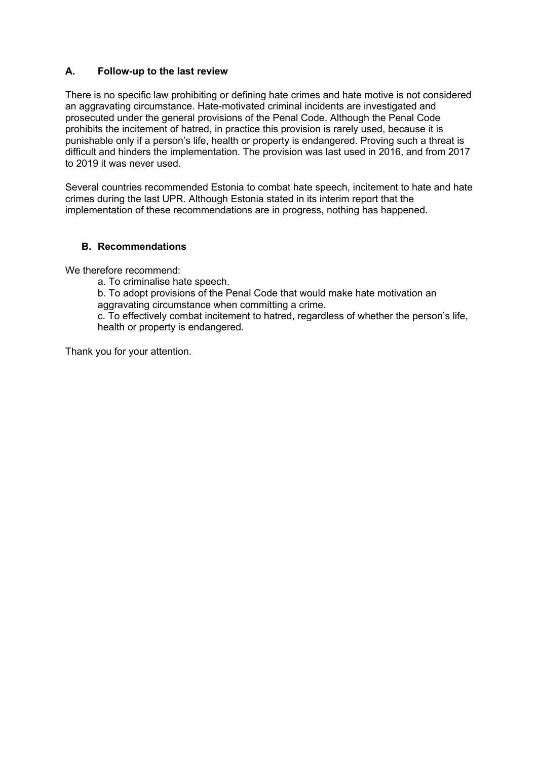## A. Follow-up to the last review

There is no specific law prohibiting or defining hate crimes and hate motive is not considered an aggravating circumstance. Hate-motivated criminal incidents are investigated and prosecuted under the general provisions of the Penal Code. Although the Penal Code prohibits the incitement of hatred, in practice this provision is rarely used, because it is punishable only if a person's life, health or property is endangered. Proving such a threat is difficult and hinders the implementation. The provision was last used in 2016, and from 2017 to 2019 it was never used.

Several countries recommended Estonia to combat hate speech, incitement to hate and hate crimes during the last UPR. Although Estonia stated in its interim report that the implementation of these recommendations are in progress, nothing has happened.

## B. Recommendations

We therefore recommend:

a. To criminalise hate speech.

b. To adopt provisions of the Penal Code that would make hate motivation an aggravating circumstance when committing a crime.

c. To effectively combat incitement to hatred, regardless of whether the person's life, health or property is endangered.

Thank you for your attention.